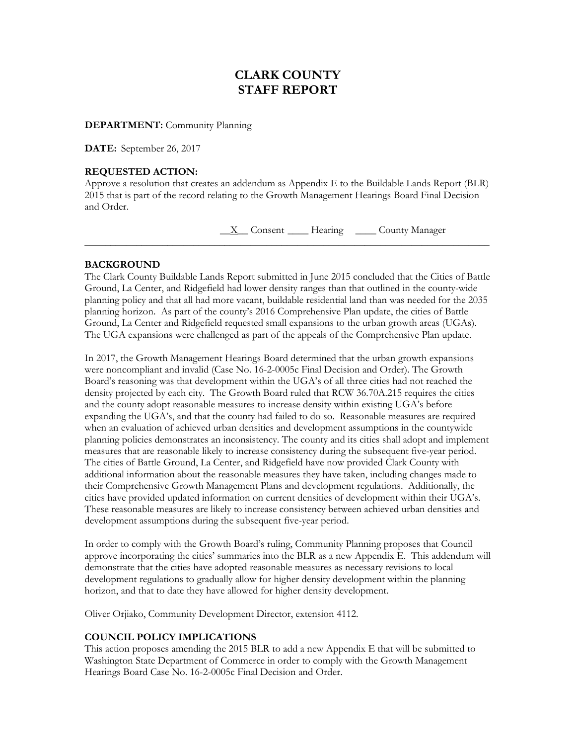# CLARK COUNTY
# STAFF REPORT

**DEPARTMENT:** Community Planning

**DATE:** September 26, 2017

**REQUESTED ACTION:**
Approve a resolution that creates an addendum as Appendix E to the Buildable Lands Report (BLR) 2015 that is part of the record relating to the Growth Management Hearings Board Final Decision and Order.

\_\_X\_\_ Consent \_\_\_\_ Hearing \_\_\_\_ County Manager

---

**BACKGROUND**

The Clark County Buildable Lands Report submitted in June 2015 concluded that the Cities of Battle Ground, La Center, and Ridgefield had lower density ranges than that outlined in the county-wide planning policy and that all had more vacant, buildable residential land than was needed for the 2035 planning horizon. As part of the county's 2016 Comprehensive Plan update, the cities of Battle Ground, La Center and Ridgefield requested small expansions to the urban growth areas (UGAs). The UGA expansions were challenged as part of the appeals of the Comprehensive Plan update.

In 2017, the Growth Management Hearings Board determined that the urban growth expansions were noncompliant and invalid (Case No. 16-2-0005c Final Decision and Order). The Growth Board's reasoning was that development within the UGA's of all three cities had not reached the density projected by each city. The Growth Board ruled that RCW 36.70A.215 requires the cities and the county adopt reasonable measures to increase density within existing UGA's before expanding the UGA's, and that the county had failed to do so. Reasonable measures are required when an evaluation of achieved urban densities and development assumptions in the countywide planning policies demonstrates an inconsistency. The county and its cities shall adopt and implement measures that are reasonable likely to increase consistency during the subsequent five-year period. The cities of Battle Ground, La Center, and Ridgefield have now provided Clark County with additional information about the reasonable measures they have taken, including changes made to their Comprehensive Growth Management Plans and development regulations. Additionally, the cities have provided updated information on current densities of development within their UGA's. These reasonable measures are likely to increase consistency between achieved urban densities and development assumptions during the subsequent five-year period.

In order to comply with the Growth Board's ruling, Community Planning proposes that Council approve incorporating the cities' summaries into the BLR as a new Appendix E. This addendum will demonstrate that the cities have adopted reasonable measures as necessary revisions to local development regulations to gradually allow for higher density development within the planning horizon, and that to date they have allowed for higher density development.

Oliver Orjiako, Community Development Director, extension 4112.

**COUNCIL POLICY IMPLICATIONS**

This action proposes amending the 2015 BLR to add a new Appendix E that will be submitted to Washington State Department of Commerce in order to comply with the Growth Management Hearings Board Case No. 16-2-0005c Final Decision and Order.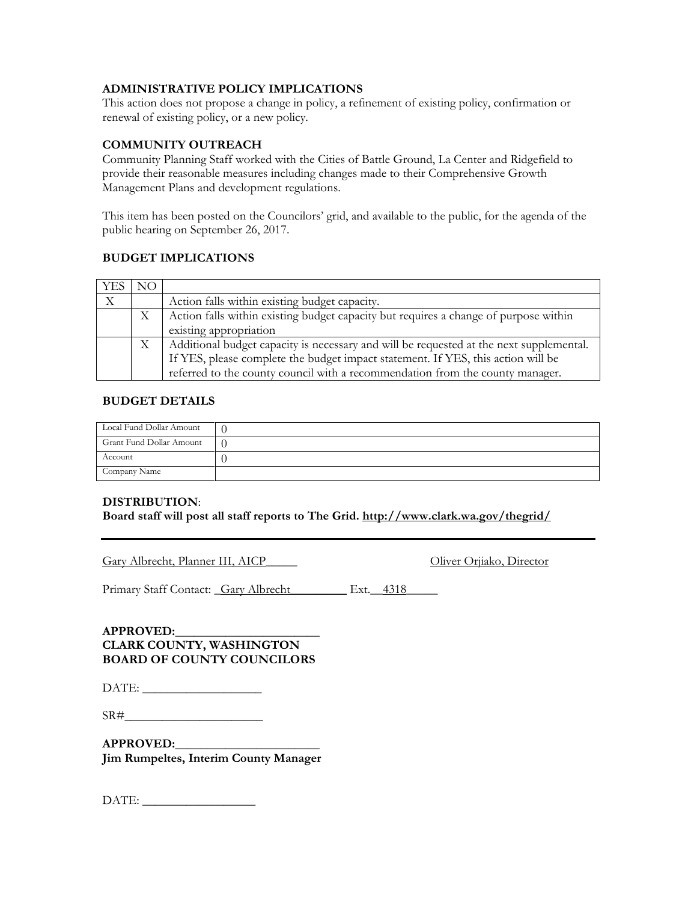**ADMINISTRATIVE POLICY IMPLICATIONS**

This action does not propose a change in policy, a refinement of existing policy, confirmation or renewal of existing policy, or a new policy.

**COMMUNITY OUTREACH**

Community Planning Staff worked with the Cities of Battle Ground, La Center and Ridgefield to provide their reasonable measures including changes made to their Comprehensive Growth Management Plans and development regulations.

This item has been posted on the Councilors' grid, and available to the public, for the agenda of the public hearing on September 26, 2017.

**BUDGET IMPLICATIONS**

| YES | NO | |
|---|---|---|
| X | | Action falls within existing budget capacity. |
| | X | Action falls within existing budget capacity but requires a change of purpose within existing appropriation |
| | X | Additional budget capacity is necessary and will be requested at the next supplemental. If YES, please complete the budget impact statement. If YES, this action will be referred to the county council with a recommendation from the county manager. |

**BUDGET DETAILS**

| | |
|---|---|
| Local Fund Dollar Amount | 0 |
| Grant Fund Dollar Amount | 0 |
| Account | 0 |
| Company Name | |

**DISTRIBUTION**:
**Board staff will post all staff reports to The Grid. http://www.clark.wa.gov/thegrid/**

---

Gary Albrecht, Planner III, AICP_____ Oliver Orjiako, Director

Primary Staff Contact: _Gary Albrecht_________ Ext.__4318_____

**APPROVED:______________________**
**CLARK COUNTY, WASHINGTON**
**BOARD OF COUNTY COUNCILORS**

DATE: ___________________

SR#______________________

**APPROVED:______________________**
**Jim Rumpeltes, Interim County Manager**

DATE: _________________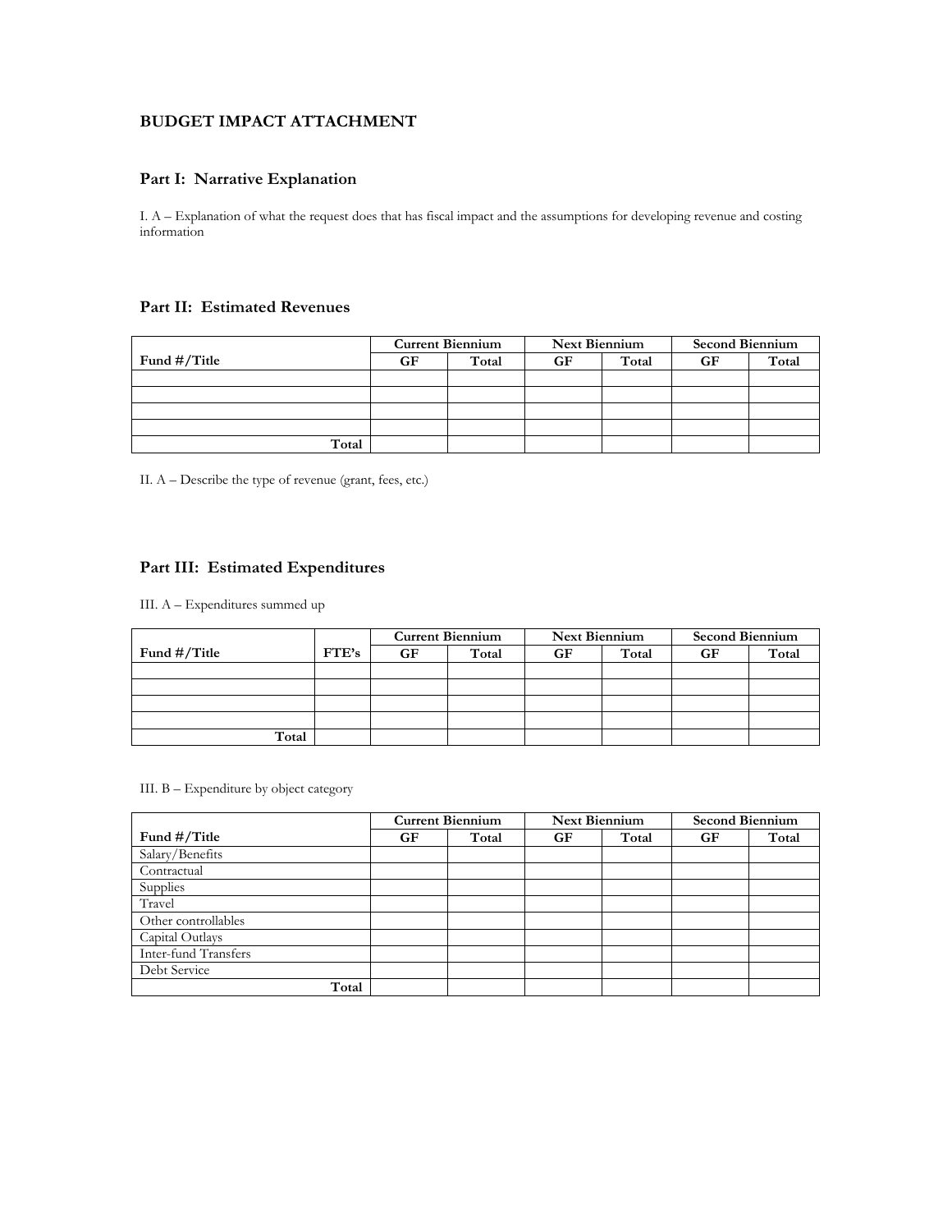## BUDGET IMPACT ATTACHMENT

### Part I: Narrative Explanation

I. A – Explanation of what the request does that has fiscal impact and the assumptions for developing revenue and costing information

### Part II: Estimated Revenues

| | Current Biennium | | Next Biennium | | Second Biennium | |
|---|---|---|---|---|---|---|
| **Fund #/Title** | **GF** | **Total** | **GF** | **Total** | **GF** | **Total** |
| | | | | | | |
| | | | | | | |
| | | | | | | |
| | | | | | | |
| **Total** | | | | | | |

II. A – Describe the type of revenue (grant, fees, etc.)

### Part III: Estimated Expenditures

III. A – Expenditures summed up

| | | Current Biennium | | Next Biennium | | Second Biennium | |
|---|---|---|---|---|---|---|---|
| **Fund #/Title** | **FTE's** | **GF** | **Total** | **GF** | **Total** | **GF** | **Total** |
| | | | | | | | |
| | | | | | | | |
| | | | | | | | |
| | | | | | | | |
| **Total** | | | | | | | |

III. B – Expenditure by object category

| | Current Biennium | | Next Biennium | | Second Biennium | |
|---|---|---|---|---|---|---|
| **Fund #/Title** | **GF** | **Total** | **GF** | **Total** | **GF** | **Total** |
| Salary/Benefits | | | | | | |
| Contractual | | | | | | |
| Supplies | | | | | | |
| Travel | | | | | | |
| Other controllables | | | | | | |
| Capital Outlays | | | | | | |
| Inter-fund Transfers | | | | | | |
| Debt Service | | | | | | |
| **Total** | | | | | | |